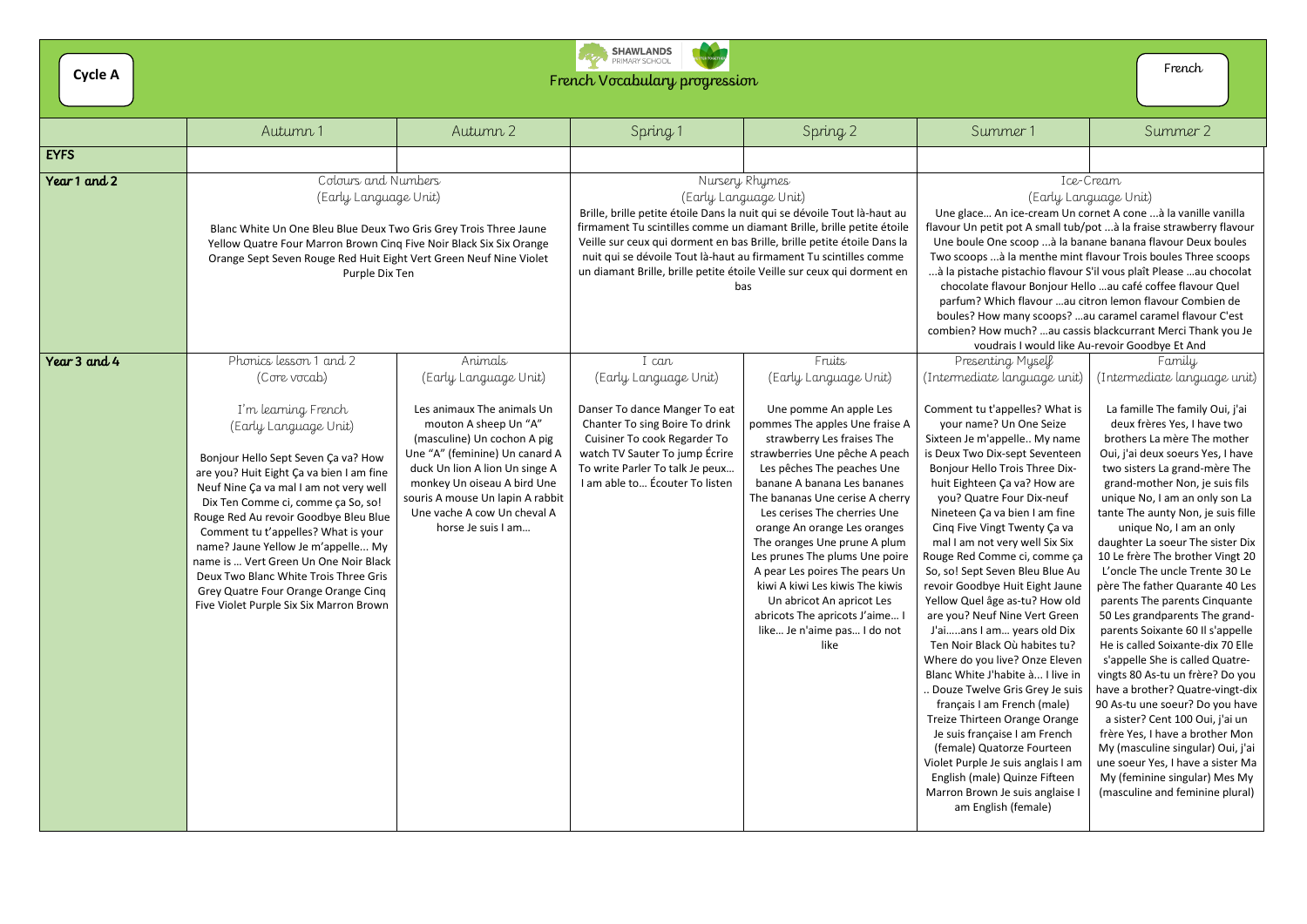**Cycle A**

SHAWLANDS PRIMARY SCHOOL

# French Vocabulary progression

French

| | Autumn 1 | Autumn 2 | Spring 1 | Spring 2 | Summer 1 | Summer 2 |
|---|---|---|---|---|---|---|
| **EYFS** | | | | | | |
| **Year 1 and 2** | Colours and Numbers (Early Language Unit) Blanc White Un One Bleu Blue Deux Two Gris Grey Trois Three Jaune Yellow Quatre Four Marron Brown Cinq Five Noir Black Six Six Orange Orange Sept Seven Rouge Red Huit Eight Vert Green Neuf Nine Violet Purple Dix Ten | | Nursery Rhymes (Early Language Unit) Brille, brille petite étoile Dans la nuit qui se dévoile Tout là-haut au firmament Tu scintilles comme un diamant Brille, brille petite étoile Veille sur ceux qui dorment en bas Brille, brille petite étoile Dans la nuit qui se dévoile Tout là-haut au firmament Tu scintilles comme un diamant Brille, brille petite étoile Veille sur ceux qui dorment en bas | | Ice-Cream (Early Language Unit) Une glace… An ice-cream Un cornet A cone …à la vanille vanilla flavour Un petit pot A small tub/pot …à la fraise strawberry flavour Une boule One scoop …à la banane banana flavour Deux boules Two scoops …à la menthe mint flavour Trois boules Three scoops …à la pistache pistachio flavour S'il vous plaît Please …au chocolat chocolate flavour Bonjour Hello …au café coffee flavour Quel parfum? Which flavour …au citron lemon flavour Combien de boules? How many scoops? …au caramel caramel flavour C'est combien? How much? …au cassis blackcurrant Merci Thank you Je voudrais I would like Au-revoir Goodbye Et And | |
| **Year 3 and 4** | Phonics lesson 1 and 2 (Core vocab) I'm learning French (Early Language Unit) Bonjour Hello Sept Seven Ça va? How are you? Huit Eight Ça va bien I am fine Neuf Nine Ça va mal I am not very well Dix Ten Comme ci, comme ça So, so! Rouge Red Au revoir Goodbye Bleu Blue Comment tu t'appelles? What is your name? Jaune Yellow Je m'appelle... My name is … Vert Green Un One Noir Black Deux Two Blanc White Trois Three Gris Grey Quatre Four Orange Orange Cinq Five Violet Purple Six Six Marron Brown | Animals (Early Language Unit) Les animaux The animals Un mouton A sheep Un "A" (masculine) Un cochon A pig Une "A" (feminine) Un canard A duck Un lion A lion Un singe A monkey Un oiseau A bird Une souris A mouse Un lapin A rabbit Une vache A cow Un cheval A horse Je suis I am… | I can (Early Language Unit) Danser To dance Manger To eat Chanter To sing Boire To drink Cuisiner To cook Regarder To watch TV Sauter To jump Écrire To write Parler To talk Je peux… I am able to… Écouter To listen | Fruits (Early Language Unit) Une pomme An apple Les pommes The apples Une fraise A strawberry Les fraises The strawberries Une pêche A peach Les pêches The peaches Une banane A banana Les bananes The bananas Une cerise A cherry Les cerises The cherries Une orange An orange Les oranges The oranges Une prune A plum Les prunes The plums Une poire A pear Les poires The pears Un kiwi A kiwi Les kiwis The kiwis Un abricot An apricot Les abricots The apricots J'aime… I like… Je n'aime pas… I do not like | Presenting Myself (Intermediate language unit) Comment tu t'appelles? What is your name? Un One Seize Sixteen Je m'appelle.. My name is Deux Two Dix-sept Seventeen Bonjour Hello Trois Three Dix-huit Eighteen Ça va? How are you? Quatre Four Dix-neuf Nineteen Ça va bien I am fine Cinq Five Vingt Twenty Ça va mal I am not very well Six Six Rouge Red Comme ci, comme ça So, so! Sept Seven Bleu Blue Au revoir Goodbye Huit Eight Jaune Yellow Quel âge as-tu? How old are you? Neuf Nine Vert Green J'ai…..ans I am… years old Dix Ten Noir Black Où habites tu? Where do you live? Onze Eleven Blanc White J'habite à... I live in .. Douze Twelve Gris Grey Je suis français I am French (male) Treize Thirteen Orange Orange Je suis française I am French (female) Quatorze Fourteen Violet Purple Je suis anglais I am English (male) Quinze Fifteen Marron Brown Je suis anglaise I am English (female) | Family (Intermediate language unit) La famille The family Oui, j'ai deux frères Yes, I have two brothers La mère The mother Oui, j'ai deux soeurs Yes, I have two sisters La grand-mère The grand-mother Non, je suis fils unique No, I am an only son La tante The aunty Non, je suis fille unique No, I am an only daughter La soeur The sister Dix 10 Le frère The brother Vingt 20 L'oncle The uncle Trente 30 Le père The father Quarante 40 Les parents The parents Cinquante 50 Les grandparents The grand-parents Soixante 60 Il s'appelle He is called Soixante-dix 70 Elle s'appelle She is called Quatre-vingts 80 As-tu un frère? Do you have a brother? Quatre-vingt-dix 90 As-tu une soeur? Do you have a sister? Cent 100 Oui, j'ai un frère Yes, I have a brother Mon My (masculine singular) Oui, j'ai une soeur Yes, I have a sister Ma My (feminine singular) Mes My (masculine and feminine plural) |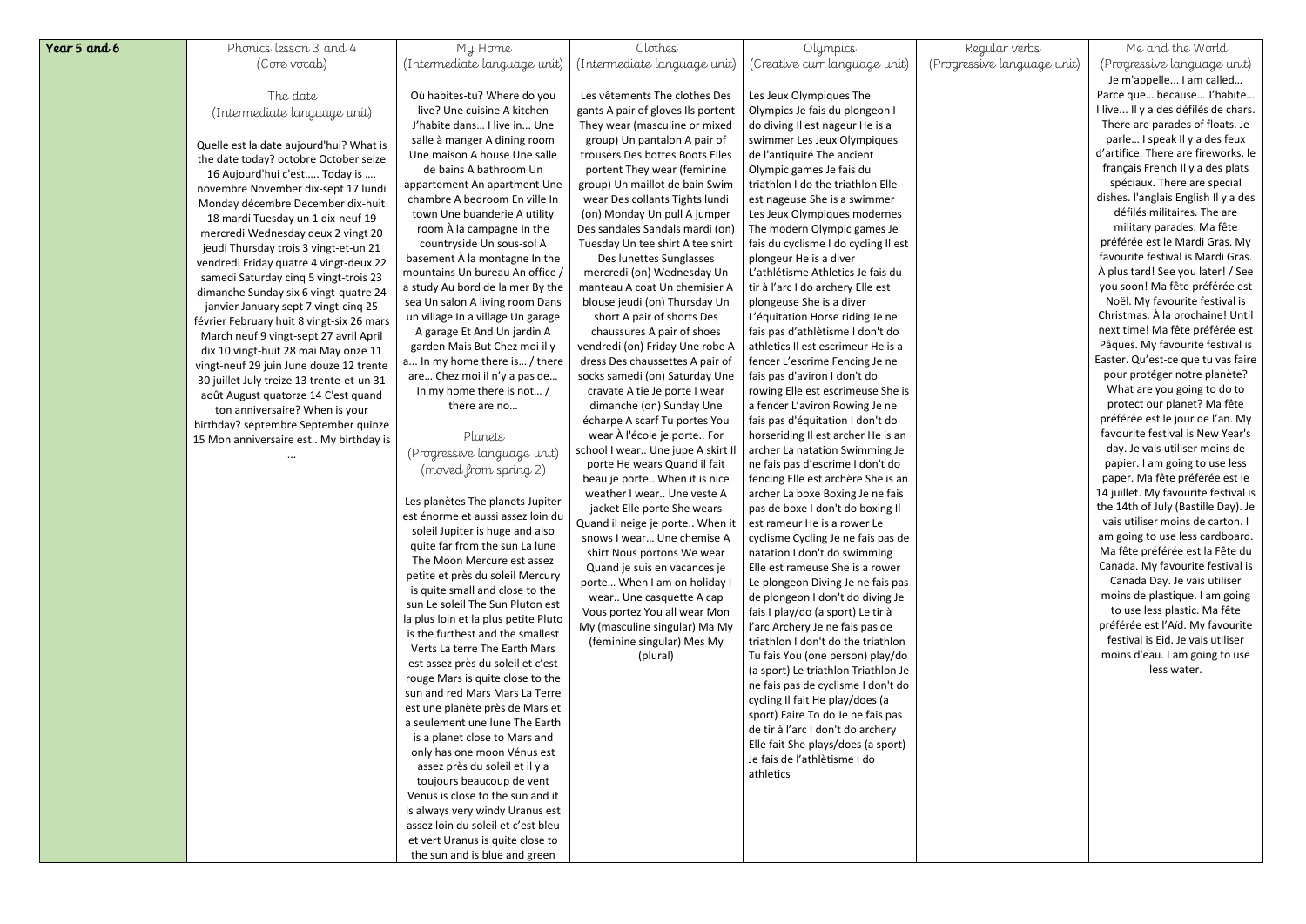| Year 5 and 6 | Phonics lesson 3 and 4 (Core vocab) | My Home (Intermediate language unit) | Clothes (Intermediate language unit) | Olympics (Creative curr language unit) | Regular verbs (Progressive language unit) | Me and the World (Progressive language unit) |
|---|---|---|---|---|---|---|
| | The date (Intermediate language unit)<br><br>Quelle est la date aujourd'hui? What is the date today? octobre October seize 16 Aujourd'hui c'est….. Today is …. novembre November dix-sept 17 lundi Monday décembre December dix-huit 18 mardi Tuesday un 1 dix-neuf 19 mercredi Wednesday deux 2 vingt 20 jeudi Thursday trois 3 vingt-et-un 21 vendredi Friday quatre 4 vingt-deux 22 samedi Saturday cinq 5 vingt-trois 23 dimanche Sunday six 6 vingt-quatre 24 janvier January sept 7 vingt-cinq 25 février February huit 8 vingt-six 26 mars March neuf 9 vingt-sept 27 avril April dix 10 vingt-huit 28 mai May onze 11 vingt-neuf 29 juin June douze 12 trente 30 juillet July treize 13 trente-et-un 31 août August quatorze 14 C'est quand ton anniversaire? When is your birthday? septembre September quinze 15 Mon anniversaire est.. My birthday is … | Où habites-tu? Where do you live? Une cuisine A kitchen J'habite dans… I live in... Une salle à manger A dining room Une maison A house Une salle de bains A bathroom Un appartement An apartment Une chambre A bedroom En ville In town Une buanderie A utility room À la campagne In the countryside Un sous-sol A basement À la montagne In the mountains Un bureau An office / a study Au bord de la mer By the sea Un salon A living room Dans un village In a village Un garage A garage Et And Un jardin A garden Mais But Chez moi il y a... In my home there is… / there are… Chez moi il n'y a pas de… In my home there is not… / there are no…<br><br>Planets (Progressive language unit) (moved from spring 2)<br><br>Les planètes The planets Jupiter est énorme et aussi assez loin du soleil Jupiter is huge and also quite far from the sun La lune The Moon Mercure est assez petite et près du soleil Mercury is quite small and close to the sun Le soleil The Sun Pluton est la plus loin et la plus petite Pluto is the furthest and the smallest Verts La terre The Earth Mars est assez près du soleil et c'est rouge Mars is quite close to the sun and red Mars Mars La Terre est une planète près de Mars et a seulement une lune The Earth is a planet close to Mars and only has one moon Vénus est assez près du soleil et il y a toujours beaucoup de vent Venus is close to the sun and it is always very windy Uranus est assez loin du soleil et c'est bleu et vert Uranus is quite close to the sun and is blue and green | Les vêtements The clothes Des gants A pair of gloves Ils portent They wear (masculine or mixed group) Un pantalon A pair of trousers Des bottes Boots Elles portent They wear (feminine group) Un maillot de bain Swim wear Des collants Tights lundi (on) Monday Un pull A jumper Des sandales Sandals mardi (on) Tuesday Un tee shirt A tee shirt Des lunettes Sunglasses mercredi (on) Wednesday Un manteau A coat Un chemisier A blouse jeudi (on) Thursday Un short A pair of shorts Des chaussures A pair of shoes vendredi (on) Friday Une robe A dress Des chaussettes A pair of socks samedi (on) Saturday Une cravate A tie Je porte I wear dimanche (on) Sunday Une écharpe A scarf Tu portes You wear À l'école je porte.. For school I wear.. Une jupe A skirt Il porte He wears Quand il fait beau je porte.. When it is nice weather I wear.. Une veste A jacket Elle porte She wears Quand il neige je porte.. When it snows I wear… Une chemise A shirt Nous portons We wear Quand je suis en vacances je porte… When I am on holiday I wear.. Une casquette A cap Vous portez You all wear Mon My (masculine singular) Ma My (feminine singular) Mes My (plural) | Les Jeux Olympiques The Olympics Je fais du plongeon I do diving Il est nageur He is a swimmer Les Jeux Olympiques de l'antiquité The ancient Olympic games Je fais du triathlon I do the triathlon Elle est nageuse She is a swimmer Les Jeux Olympiques modernes The modern Olympic games Je fais du cyclisme I do cycling Il est plongeur He is a diver L'athlétisme Athletics Je fais du tir à l'arc I do archery Elle est plongeuse She is a diver L'équitation Horse riding Je ne fais pas d'athlètisme I don't do athletics Il est escrimeur He is a fencer L'escrime Fencing Je ne fais pas d'aviron I don't do rowing Elle est escrimeuse She is a fencer L'aviron Rowing Je ne fais pas d'équitation I don't do horseriding Il est archer He is an archer La natation Swimming Je ne fais pas d'escrime I don't do fencing Elle est archère She is an archer La boxe Boxing Je ne fais pas de boxe I don't do boxing Il est rameur He is a rower Le cyclisme Cycling Je ne fais pas de natation I don't do swimming Elle est rameuse She is a rower Le plongeon Diving Je ne fais pas de plongeon I don't do diving Je fais I play/do (a sport) Le tir à l'arc Archery Je ne fais pas de triathlon I don't do the triathlon Tu fais You (one person) play/do (a sport) Le triathlon Triathlon Je ne fais pas de cyclisme I don't do cycling Il fait He play/does (a sport) Faire To do Je ne fais pas de tir à l'arc I don't do archery Elle fait She plays/does (a sport) Je fais de l'athlètisme I do athletics | | Je m'appelle... I am called… Parce que… because… J'habite… I live... Il y a des défilés de chars. There are parades of floats. Je parle… I speak Il y a des feux d'artifice. There are fireworks. le français French Il y a des plats spéciaux. There are special dishes. l'anglais English Il y a des défilés militaires. The are military parades. Ma fête préférée est le Mardi Gras. My favourite festival is Mardi Gras. À plus tard! See you later! / See you soon! Ma fête préférée est Noël. My favourite festival is Christmas. À la prochaine! Until next time! Ma fête préférée est Pâques. My favourite festival is Easter. Qu'est-ce que tu vas faire pour protéger notre planète? What are you going to do to protect our planet? Ma fête préférée est le jour de l'an. My favourite festival is New Year's day. Je vais utiliser moins de papier. I am going to use less paper. Ma fête préférée est le 14 juillet. My favourite festival is the 14th of July (Bastille Day). Je vais utiliser moins de carton. I am going to use less cardboard. Ma fête préférée est la Fête du Canada. My favourite festival is Canada Day. Je vais utiliser moins de plastique. I am going to use less plastic. Ma fête préférée est l'Aïd. My favourite festival is Eid. Je vais utiliser moins d'eau. I am going to use less water. |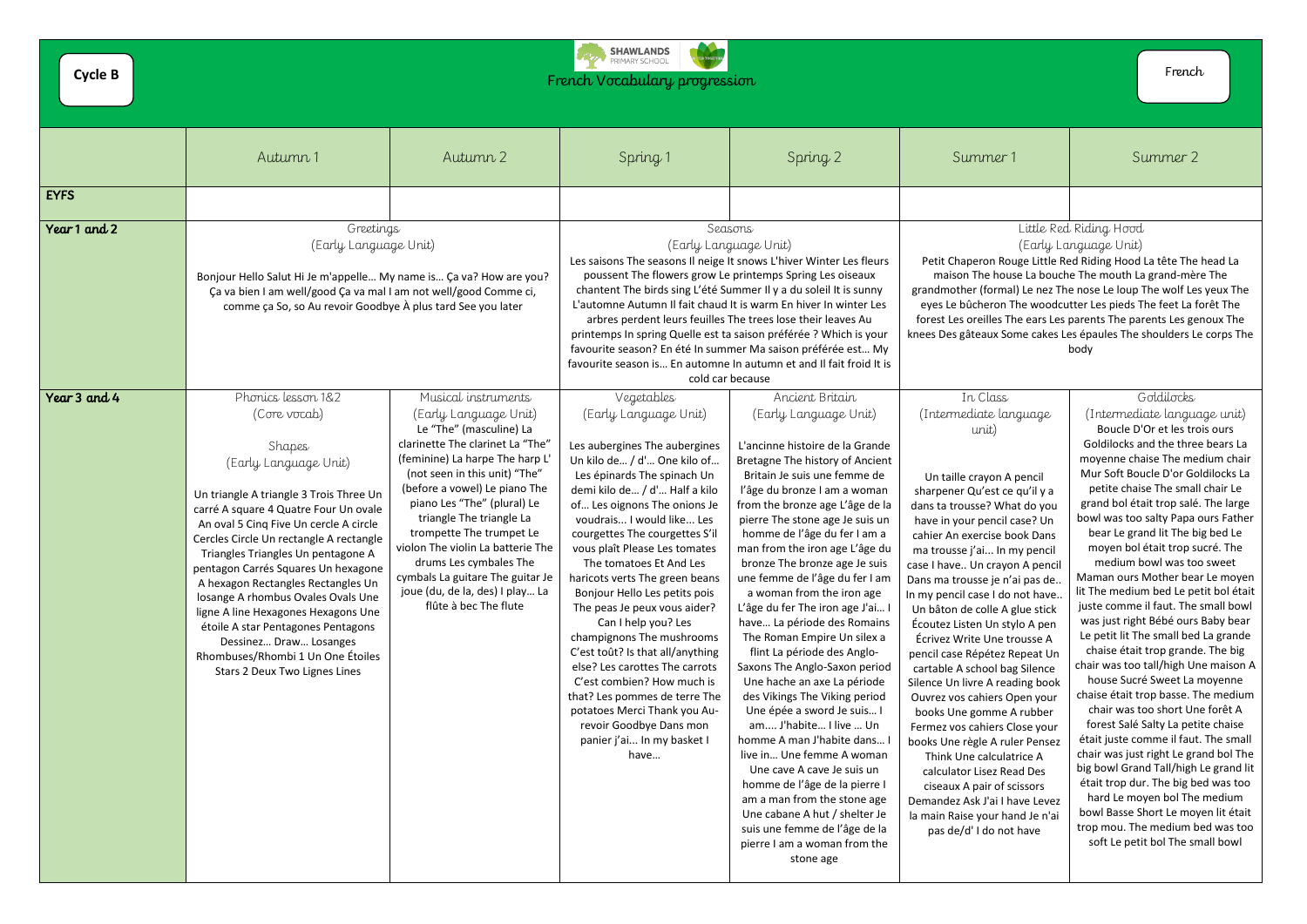Cycle B

SHAWLANDS PRIMARY SCHOOL

# French Vocabulary progression

French

| | Autumn 1 | Autumn 2 | Spring 1 | Spring 2 | Summer 1 | Summer 2 |
|---|---|---|---|---|---|---|
| **EYFS** | | | | | | |
| **Year 1 and 2** | Greetings (Early Language Unit) Bonjour Hello Salut Hi Je m'appelle… My name is… Ça va? How are you? Ça va bien I am well/good Ça va mal I am not well/good Comme ci, comme ça So, so Au revoir Goodbye À plus tard See you later | | Seasons (Early Language Unit) Les saisons The seasons Il neige It snows L'hiver Winter Les fleurs poussent The flowers grow Le printemps Spring Les oiseaux chantent The birds sing L'été Summer Il y a du soleil It is sunny L'automne Autumn Il fait chaud It is warm En hiver In winter Les arbres perdent leurs feuilles The trees lose their leaves Au printemps In spring Quelle est ta saison préférée ? Which is your favourite season? En été In summer Ma saison préférée est… My favourite season is… En automne In autumn et and Il fait froid It is cold car because | | Little Red Riding Hood (Early Language Unit) Petit Chaperon Rouge Little Red Riding Hood La tête The head La maison The house La bouche The mouth La grand-mère The grandmother (formal) Le nez The nose Le loup The wolf Les yeux The eyes Le bûcheron The woodcutter Les pieds The feet La forêt The forest Les oreilles The ears Les parents The parents Les genoux The knees Des gâteaux Some cakes Les épaules The shoulders Le corps The body | |
| **Year 3 and 4** | Phonics lesson 1&2 (Core vocab) Shapes (Early Language Unit) Un triangle A triangle 3 Trois Three Un carré A square 4 Quatre Four Un ovale An oval 5 Cinq Five Un cercle A circle Cercles Circle Un rectangle A rectangle Triangles Triangles Un pentagone A pentagon Carrés Squares Un hexagone A hexagon Rectangles Rectangles Un losange A rhombus Ovales Ovals Une ligne A line Hexagones Hexagons Une étoile A star Pentagones Pentagons Dessinez… Draw… Losanges Rhombuses/Rhombi 1 Un One Étoiles Stars 2 Deux Two Lignes Lines | Musical instruments (Early Language Unit) Le "The" (masculine) La clarinette The clarinet La "The" (feminine) La harpe The harp L' (not seen in this unit) "The" (before a vowel) Le piano The piano Les "The" (plural) Le triangle The triangle La trompette The trumpet Le violon The violin La batterie The drums Les cymbales The cymbals La guitare The guitar Je joue (du, de la, des) I play… La flûte à bec The flute | Vegetables (Early Language Unit) Les aubergines The aubergines Un kilo de… / d'… One kilo of… Les épinards The spinach Un demi kilo de… / d'… Half a kilo of… Les oignons The onions Je voudrais... I would like... Les courgettes The courgettes S'il vous plaît Please Les tomates The tomatoes Et And Les haricots verts The green beans Bonjour Hello Les petits pois The peas Je peux vous aider? Can I help you? Les champignons The mushrooms C'est toût? Is that all/anything else? Les carottes The carrots C'est combien? How much is that? Les pommes de terre The potatoes Merci Thank you Au-revoir Goodbye Dans mon panier j'ai... In my basket I have… | Ancient Britain (Early Language Unit) L'ancinne histoire de la Grande Bretagne The history of Ancient Britain Je suis une femme de l'âge du bronze I am a woman from the bronze age L'âge de la pierre The stone age Je suis un homme de l'âge du fer I am a man from the iron age L'âge du bronze The bronze age Je suis une femme de l'âge du fer I am a woman from the iron age L'âge du fer The iron age J'ai... I have... La période des Romains The Roman Empire Un silex a flint La période des Anglo-Saxons The Anglo-Saxon period Une hache an axe La période des Vikings The Viking period Une épée a sword Je suis... I am.... J'habite... I live … Un homme A man J'habite dans... I live in... Une femme A woman Une cave A cave Je suis un homme de l'âge de la pierre I am a man from the stone age Une cabane A hut / shelter Je suis une femme de l'âge de la pierre I am a woman from the stone age | In Class (Intermediate language unit) Un taille crayon A pencil sharpener Qu'est ce qu'il y a dans ta trousse? What do you have in your pencil case? Un cahier An exercise book Dans ma trousse j'ai... In my pencil case I have.. Un crayon A pencil Dans ma trousse je n'ai pas de.. In my pencil case I do not have.. Un bâton de colle A glue stick Écoutez Listen Un stylo A pen Écrivez Write Une trousse A pencil case Répétez Repeat Un cartable A school bag Silence Silence Un livre A reading book Ouvrez vos cahiers Open your books Une gomme A rubber Fermez vos cahiers Close your books Une règle A ruler Pensez Think Une calculatrice A calculator Lisez Read Des ciseaux A pair of scissors Demandez Ask J'ai I have Levez la main Raise your hand Je n'ai pas de/d' I do not have | Goldilocks (Intermediate language unit) Boucle D'Or et les trois ours Goldilocks and the three bears La moyenne chaise The medium chair Mur Soft Boucle D'or Goldilocks La petite chaise The small chair Le grand bol était trop salé. The large bowl was too salty Papa ours Father bear Le grand lit The big bed Le moyen bol était trop sucré. The medium bowl was too sweet Maman ours Mother bear Le moyen lit The medium bed Le petit bol était juste comme il faut. The small bowl was just right Bébé ours Baby bear Le petit lit The small bed La grande chaise était trop grande. The big chair was too tall/high Une maison A house Sucré Sweet La moyenne chaise était trop basse. The medium chair was too short Une forêt A forest Salé Salty La petite chaise était juste comme il faut. The small chair was just right Le grand bol The big bowl Grand Tall/high Le grand lit était trop dur. The big bed was too hard Le moyen bol The medium bowl Basse Short Le moyen lit était trop mou. The medium bed was too soft Le petit bol The small bowl |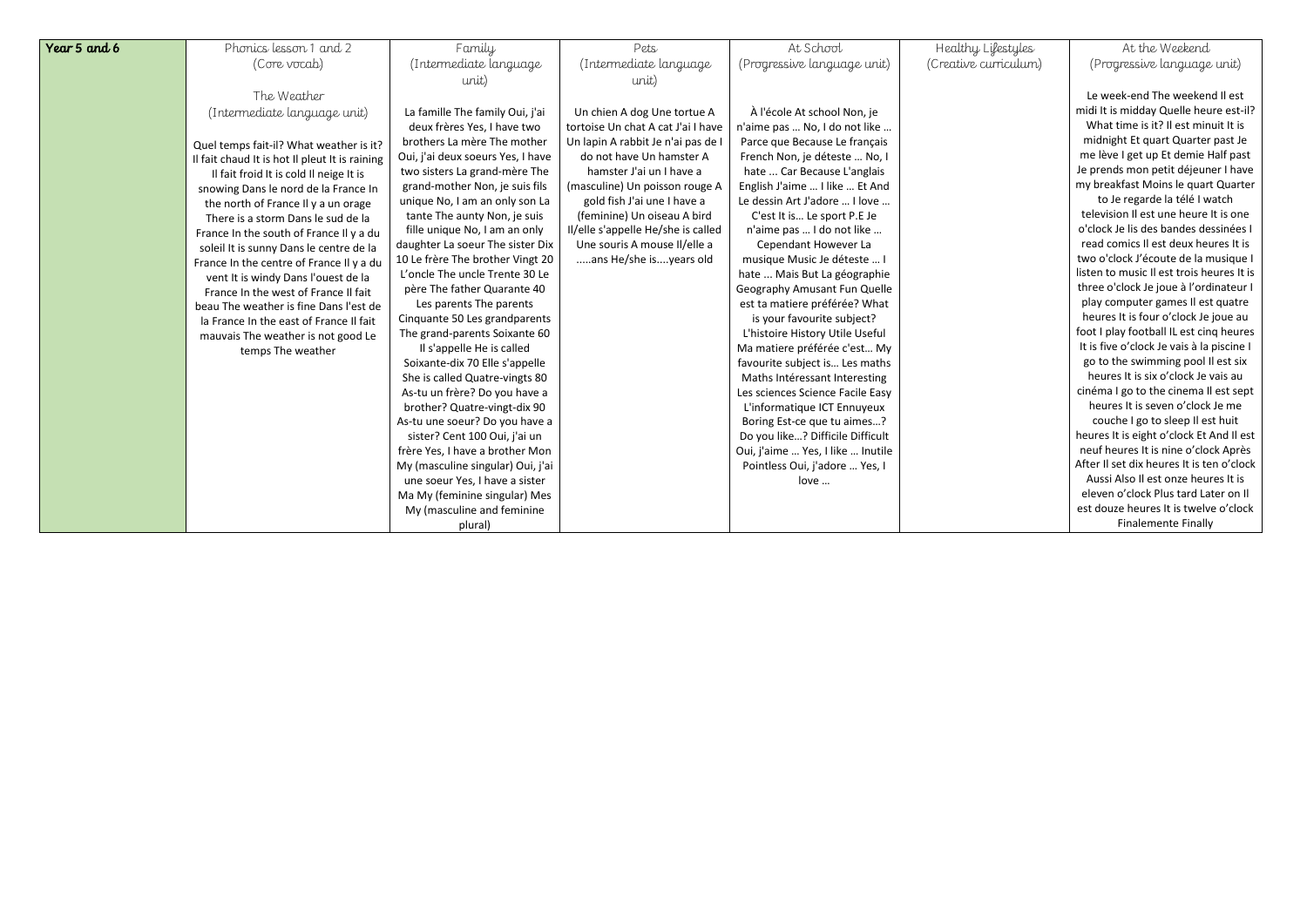| Year 5 and 6 | Phonics lesson 1 and 2 (Core vocab) | Family (Intermediate language unit) | Pets (Intermediate language unit) | At School (Progressive language unit) | Healthy Lifestyles (Creative curriculum) | At the Weekend (Progressive language unit) |
|---|---|---|---|---|---|---|
| | The Weather (Intermediate language unit)<br><br>Quel temps fait-il? What weather is it? Il fait chaud It is hot Il pleut It is raining Il fait froid It is cold Il neige It is snowing Dans le nord de la France In the north of France Il y a un orage There is a storm Dans le sud de la France In the south of France Il y a du soleil It is sunny Dans le centre de la France In the centre of France Il y a du vent It is windy Dans l'ouest de la France In the west of France Il fait beau The weather is fine Dans l'est de la France In the east of France Il fait mauvais The weather is not good Le temps The weather | La famille The family Oui, j'ai deux frères Yes, I have two brothers La mère The mother Oui, j'ai deux soeurs Yes, I have two sisters La grand-mère The grand-mother Non, je suis fils unique No, I am an only son La tante The aunty Non, je suis fille unique No, I am an only daughter La soeur The sister Dix 10 Le frère The brother Vingt 20 L'oncle The uncle Trente 30 Le père The father Quarante 40 Les parents The parents Cinquante 50 Les grandparents The grand-parents Soixante 60 Il s'appelle He is called Soixante-dix 70 Elle s'appelle She is called Quatre-vingts 80 As-tu un frère? Do you have a brother? Quatre-vingt-dix 90 As-tu une soeur? Do you have a sister? Cent 100 Oui, j'ai un frère Yes, I have a brother Mon My (masculine singular) Oui, j'ai une soeur Yes, I have a sister Ma My (feminine singular) Mes My (masculine and feminine plural) | Un chien A dog Une tortue A tortoise Un chat A cat J'ai I have Un lapin A rabbit Je n'ai pas de I do not have Un hamster A hamster J'ai un I have a (masculine) Un poisson rouge A gold fish J'ai une I have a (feminine) Un oiseau A bird Il/elle s'appelle He/she is called Une souris A mouse Il/elle a .....ans He/she is....years old | À l'école At school Non, je n'aime pas … No, I do not like … Parce que Because Le français French Non, je déteste … No, I hate ... Car Because L'anglais English J'aime … I like … Et And Le dessin Art J'adore … I love … C'est It is… Le sport P.E Je n'aime pas … I do not like … Cependant However La musique Music Je déteste … I hate ... Mais But La géographie Geography Amusant Fun Quelle est ta matiere préférée? What is your favourite subject? L'histoire History Utile Useful Ma matiere préférée c'est… My favourite subject is… Les maths Maths Intéressant Interesting Les sciences Science Facile Easy L'informatique ICT Ennuyeux Boring Est-ce que tu aimes…? Do you like…? Difficile Difficult Oui, j'aime … Yes, I like … Inutile Pointless Oui, j'adore … Yes, I love … | | Le week-end The weekend Il est midi It is midday Quelle heure est-il? What time is it? Il est minuit It is midnight Et quart Quarter past Je me lève I get up Et demie Half past Je prends mon petit déjeuner I have my breakfast Moins le quart Quarter to Je regarde la télé I watch television Il est une heure It is one o'clock Je lis des bandes dessinées I read comics Il est deux heures It is two o'clock J'écoute de la musique I listen to music Il est trois heures It is three o'clock Je joue à l'ordinateur I play computer games Il est quatre heures It is four o'clock Je joue au foot I play football IL est cinq heures It is five o'clock Je vais à la piscine I go to the swimming pool Il est six heures It is six o'clock Je vais au cinéma I go to the cinema Il est sept heures It is seven o'clock Je me couche I go to sleep Il est huit heures It is eight o'clock Et And Il est neuf heures It is nine o'clock Après After Il set dix heures It is ten o'clock Aussi Also Il est onze heures It is eleven o'clock Plus tard Later on Il est douze heures It is twelve o'clock Finalemente Finally |